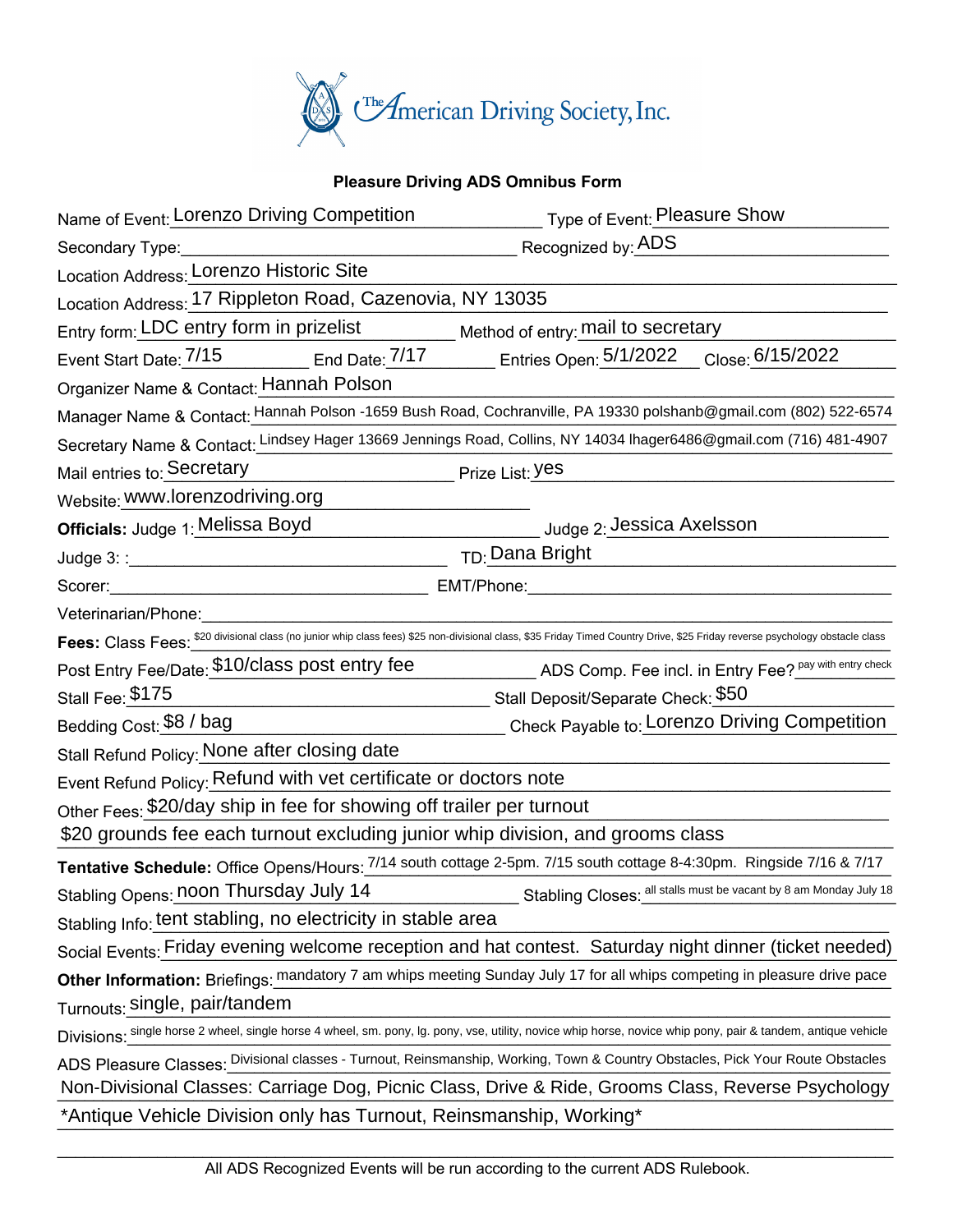The American Driving Society, Inc.

## Pleasure Driving ADS Omnibus Form

Name of Event: Lorenzo Driving Competition  Type of Event: Pleasure Show

Secondary Type: ____________  Recognized by: ADS

Location Address: Lorenzo Historic Site

Location Address: 17 Rippleton Road, Cazenovia, NY 13035

Entry form: LDC entry form in prizelist  Method of entry: mail to secretary

Event Start Date: 7/15  End Date: 7/17  Entries Open: 5/1/2022  Close: 6/15/2022

Organizer Name & Contact: Hannah Polson

Manager Name & Contact: Hannah Polson -1659 Bush Road, Cochranville, PA 19330 polshanb@gmail.com (802) 522-6574

Secretary Name & Contact: Lindsey Hager 13669 Jennings Road, Collins, NY 14034 lhager6486@gmail.com (716) 481-4907

Mail entries to: Secretary  Prize List: yes

Website: www.lorenzodriving.org

**Officials:** Judge 1: Melissa Boyd  Judge 2: Jessica Axelsson

Judge 3: : ____________  TD: Dana Bright

Scorer: ____________  EMT/Phone: ____________

Veterinarian/Phone: ____________

**Fees:** Class Fees: $20 divisional class (no junior whip class fees) $25 non-divisional class, $35 Friday Timed Country Drive, $25 Friday reverse psychology obstacle class

Post Entry Fee/Date: $10/class post entry fee  ADS Comp. Fee incl. in Entry Fee? pay with entry check

Stall Fee: $175  Stall Deposit/Separate Check: $50

Bedding Cost: $8 / bag  Check Payable to: Lorenzo Driving Competition

Stall Refund Policy: None after closing date

Event Refund Policy: Refund with vet certificate or doctors note

Other Fees: $20/day ship in fee for showing off trailer per turnout

$20 grounds fee each turnout excluding junior whip division, and grooms class

**Tentative Schedule:** Office Opens/Hours: 7/14 south cottage 2-5pm. 7/15 south cottage 8-4:30pm. Ringside 7/16 & 7/17

Stabling Opens: noon Thursday July 14  Stabling Closes: all stalls must be vacant by 8 am Monday July 18

Stabling Info: tent stabling, no electricity in stable area

Social Events: Friday evening welcome reception and hat contest. Saturday night dinner (ticket needed)

**Other Information:** Briefings: mandatory 7 am whips meeting Sunday July 17 for all whips competing in pleasure drive pace

Turnouts: single, pair/tandem

Divisions: single horse 2 wheel, single horse 4 wheel, sm. pony, lg. pony, vse, utility, novice whip horse, novice whip pony, pair & tandem, antique vehicle

ADS Pleasure Classes: Divisional classes - Turnout, Reinsmanship, Working, Town & Country Obstacles, Pick Your Route Obstacles

Non-Divisional Classes: Carriage Dog, Picnic Class, Drive & Ride, Grooms Class, Reverse Psychology

*Antique Vehicle Division only has Turnout, Reinsmanship, Working*

All ADS Recognized Events will be run according to the current ADS Rulebook.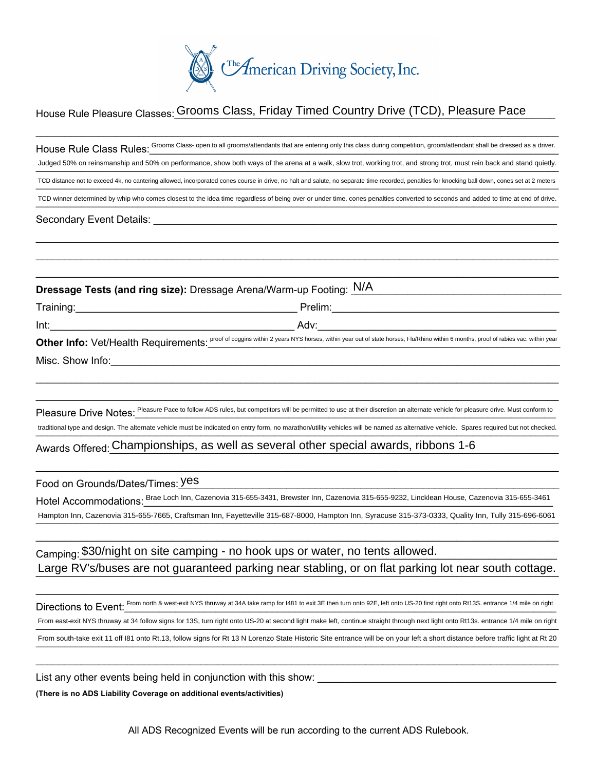The American Driving Society, Inc.

House Rule Pleasure Classes: Grooms Class, Friday Timed Country Drive (TCD), Pleasure Pace

House Rule Class Rules: Grooms Class- open to all grooms/attendants that are entering only this class during competition, groom/attendant shall be dressed as a driver. Judged 50% on reinsmanship and 50% on performance, show both ways of the arena at a walk, slow trot, working trot, and strong trot, must rein back and stand quietly. TCD distance not to exceed 4k, no cantering allowed, incorporated cones course in drive, no halt and salute, no separate time recorded, penalties for knocking ball down, cones set at 2 meters TCD winner determined by whip who comes closest to the idea time regardless of being over or under time. cones penalties converted to seconds and added to time at end of drive.

Secondary Event Details:

**Dressage Tests (and ring size):** Dressage Arena/Warm-up Footing: N/A

Training:

Prelim:

Int:

Adv:

**Other Info:** Vet/Health Requirements: proof of coggins within 2 years NYS horses, within year out of state horses, Flu/Rhino within 6 months, proof of rabies vac. within year

Misc. Show Info:

Pleasure Drive Notes: Pleasure Pace to follow ADS rules, but competitors will be permitted to use at their discretion an alternate vehicle for pleasure drive. Must conform to traditional type and design. The alternate vehicle must be indicated on entry form, no marathon/utility vehicles will be named as alternative vehicle. Spares required but not checked.

Awards Offered: Championships, as well as several other special awards, ribbons 1-6

Food on Grounds/Dates/Times: yes

Hotel Accommodations: Brae Loch Inn, Cazenovia 315-655-3431, Brewster Inn, Cazenovia 315-655-9232, Lincklean House, Cazenovia 315-655-3461 Hampton Inn, Cazenovia 315-655-7665, Craftsman Inn, Fayetteville 315-687-8000, Hampton Inn, Syracuse 315-373-0333, Quality Inn, Tully 315-696-6061

Camping: $30/night on site camping - no hook ups or water, no tents allowed.
Large RV's/buses are not guaranteed parking near stabling, or on flat parking lot near south cottage.

Directions to Event: From north & west-exit NYS thruway at 34A take ramp for I481 to exit 3E then turn onto 92E, left onto US-20 first right onto Rt13S. entrance 1/4 mile on right
From east-exit NYS thruway at 34 follow signs for 13S, turn right onto US-20 at second light make left, continue straight through next light onto Rt13s. entrance 1/4 mile on right
From south-take exit 11 off I81 onto Rt.13, follow signs for Rt 13 N Lorenzo State Historic Site entrance will be on your left a short distance before traffic light at Rt 20

List any other events being held in conjunction with this show:

**(There is no ADS Liability Coverage on additional events/activities)**

All ADS Recognized Events will be run according to the current ADS Rulebook.